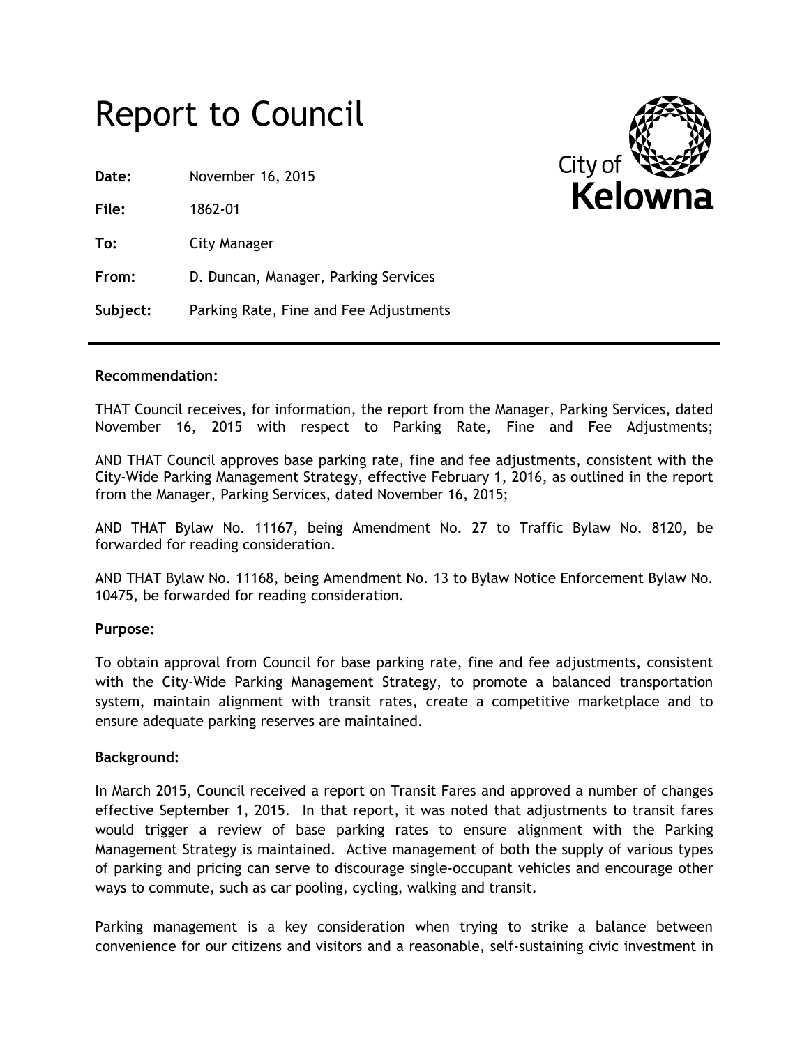# Report to Council

**Date:** November 16, 2015

**File:** 1862-01

**To:** City Manager

**From:** D. Duncan, Manager, Parking Services

**Subject:** Parking Rate, Fine and Fee Adjustments

City of Kelowna

---

**Recommendation:**

THAT Council receives, for information, the report from the Manager, Parking Services, dated November 16, 2015 with respect to Parking Rate, Fine and Fee Adjustments;

AND THAT Council approves base parking rate, fine and fee adjustments, consistent with the City-Wide Parking Management Strategy, effective February 1, 2016, as outlined in the report from the Manager, Parking Services, dated November 16, 2015;

AND THAT Bylaw No. 11167, being Amendment No. 27 to Traffic Bylaw No. 8120, be forwarded for reading consideration.

AND THAT Bylaw No. 11168, being Amendment No. 13 to Bylaw Notice Enforcement Bylaw No. 10475, be forwarded for reading consideration.

**Purpose:**

To obtain approval from Council for base parking rate, fine and fee adjustments, consistent with the City-Wide Parking Management Strategy, to promote a balanced transportation system, maintain alignment with transit rates, create a competitive marketplace and to ensure adequate parking reserves are maintained.

**Background:**

In March 2015, Council received a report on Transit Fares and approved a number of changes effective September 1, 2015. In that report, it was noted that adjustments to transit fares would trigger a review of base parking rates to ensure alignment with the Parking Management Strategy is maintained. Active management of both the supply of various types of parking and pricing can serve to discourage single-occupant vehicles and encourage other ways to commute, such as car pooling, cycling, walking and transit.

Parking management is a key consideration when trying to strike a balance between convenience for our citizens and visitors and a reasonable, self-sustaining civic investment in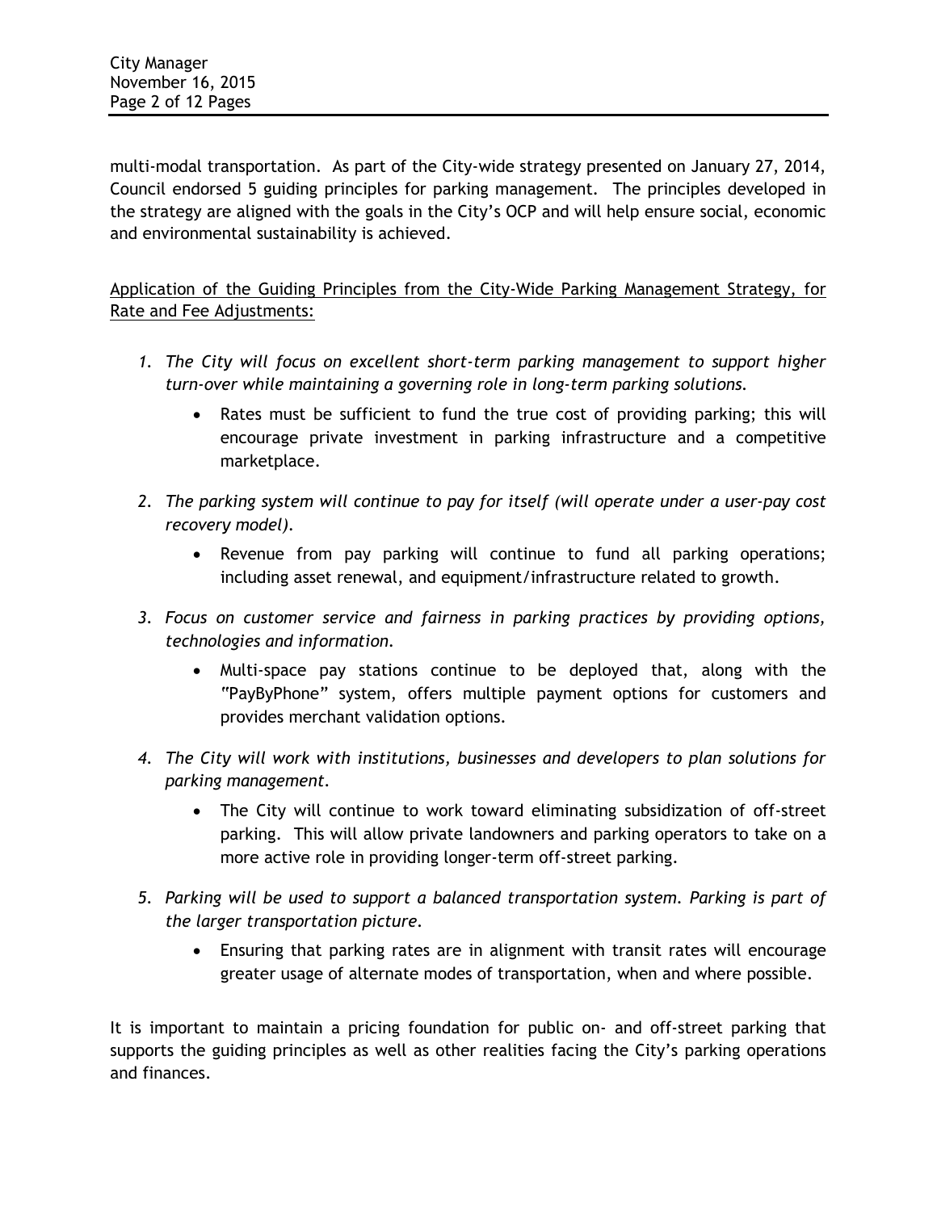multi-modal transportation. As part of the City-wide strategy presented on January 27, 2014, Council endorsed 5 guiding principles for parking management. The principles developed in the strategy are aligned with the goals in the City's OCP and will help ensure social, economic and environmental sustainability is achieved.

<u>Application of the Guiding Principles from the City-Wide Parking Management Strategy, for Rate and Fee Adjustments:</u>

1. *The City will focus on excellent short-term parking management to support higher turn-over while maintaining a governing role in long-term parking solutions.*
   - Rates must be sufficient to fund the true cost of providing parking; this will encourage private investment in parking infrastructure and a competitive marketplace.
2. *The parking system will continue to pay for itself (will operate under a user-pay cost recovery model).*
   - Revenue from pay parking will continue to fund all parking operations; including asset renewal, and equipment/infrastructure related to growth.
3. *Focus on customer service and fairness in parking practices by providing options, technologies and information.*
   - Multi-space pay stations continue to be deployed that, along with the "PayByPhone" system, offers multiple payment options for customers and provides merchant validation options.
4. *The City will work with institutions, businesses and developers to plan solutions for parking management.*
   - The City will continue to work toward eliminating subsidization of off-street parking. This will allow private landowners and parking operators to take on a more active role in providing longer-term off-street parking.
5. *Parking will be used to support a balanced transportation system. Parking is part of the larger transportation picture.*
   - Ensuring that parking rates are in alignment with transit rates will encourage greater usage of alternate modes of transportation, when and where possible.

It is important to maintain a pricing foundation for public on- and off-street parking that supports the guiding principles as well as other realities facing the City's parking operations and finances.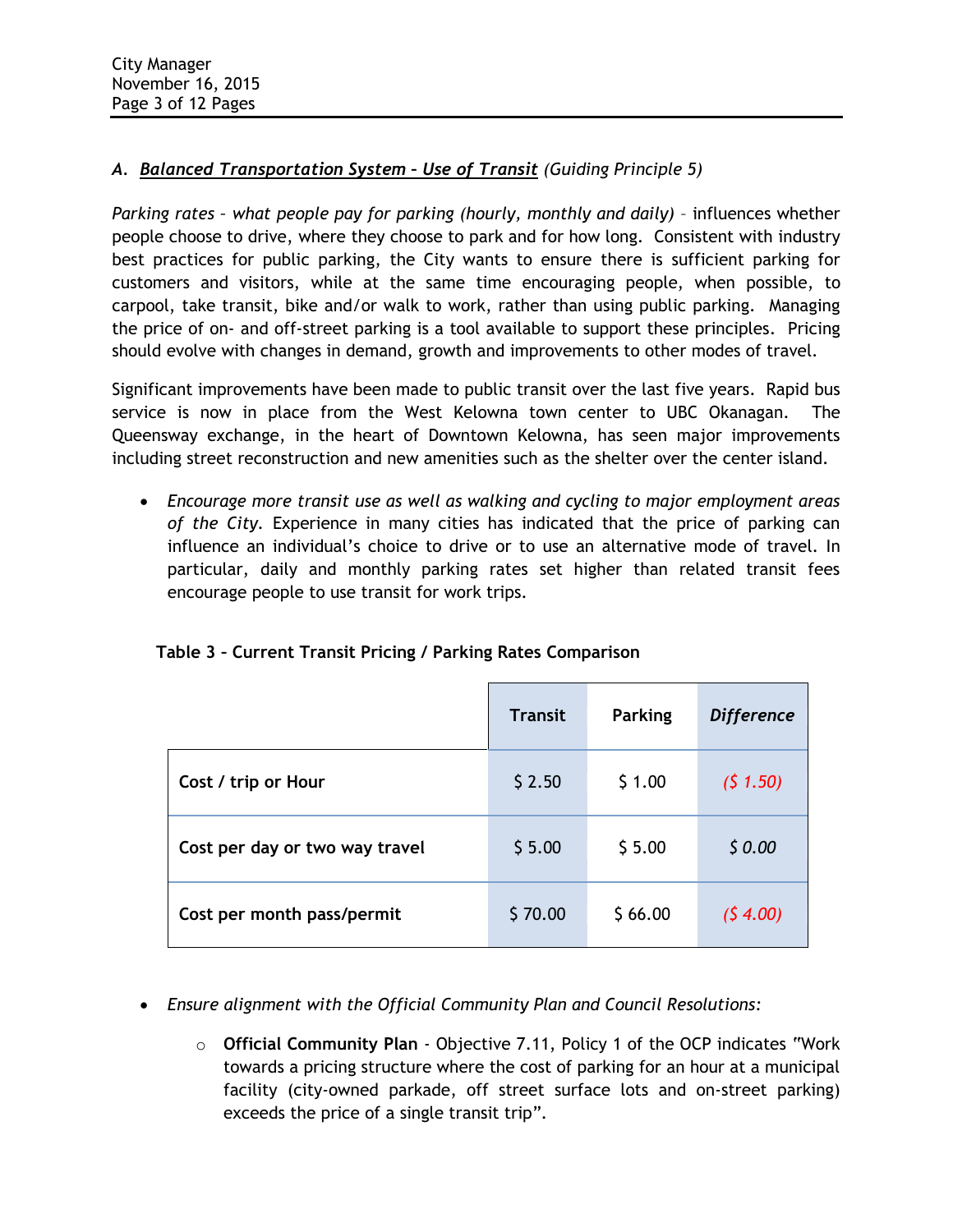A. ***Balanced Transportation System – Use of Transit*** *(Guiding Principle 5)*

*Parking rates – what people pay for parking (hourly, monthly and daily)* – influences whether people choose to drive, where they choose to park and for how long. Consistent with industry best practices for public parking, the City wants to ensure there is sufficient parking for customers and visitors, while at the same time encouraging people, when possible, to carpool, take transit, bike and/or walk to work, rather than using public parking. Managing the price of on- and off-street parking is a tool available to support these principles. Pricing should evolve with changes in demand, growth and improvements to other modes of travel.

Significant improvements have been made to public transit over the last five years. Rapid bus service is now in place from the West Kelowna town center to UBC Okanagan. The Queensway exchange, in the heart of Downtown Kelowna, has seen major improvements including street reconstruction and new amenities such as the shelter over the center island.

- *Encourage more transit use as well as walking and cycling to major employment areas of the City.* Experience in many cities has indicated that the price of parking can influence an individual's choice to drive or to use an alternative mode of travel. In particular, daily and monthly parking rates set higher than related transit fees encourage people to use transit for work trips.

**Table 3 – Current Transit Pricing / Parking Rates Comparison**

| | Transit | Parking | *Difference* |
|---|---|---|---|
| **Cost / trip or Hour** | $ 2.50 | $ 1.00 | *($ 1.50)* |
| **Cost per day or two way travel** | $ 5.00 | $ 5.00 | *$ 0.00* |
| **Cost per month pass/permit** | $ 70.00 | $ 66.00 | *($ 4.00)* |

- *Ensure alignment with the Official Community Plan and Council Resolutions:*
  - **Official Community Plan** - Objective 7.11, Policy 1 of the OCP indicates "Work towards a pricing structure where the cost of parking for an hour at a municipal facility (city-owned parkade, off street surface lots and on-street parking) exceeds the price of a single transit trip".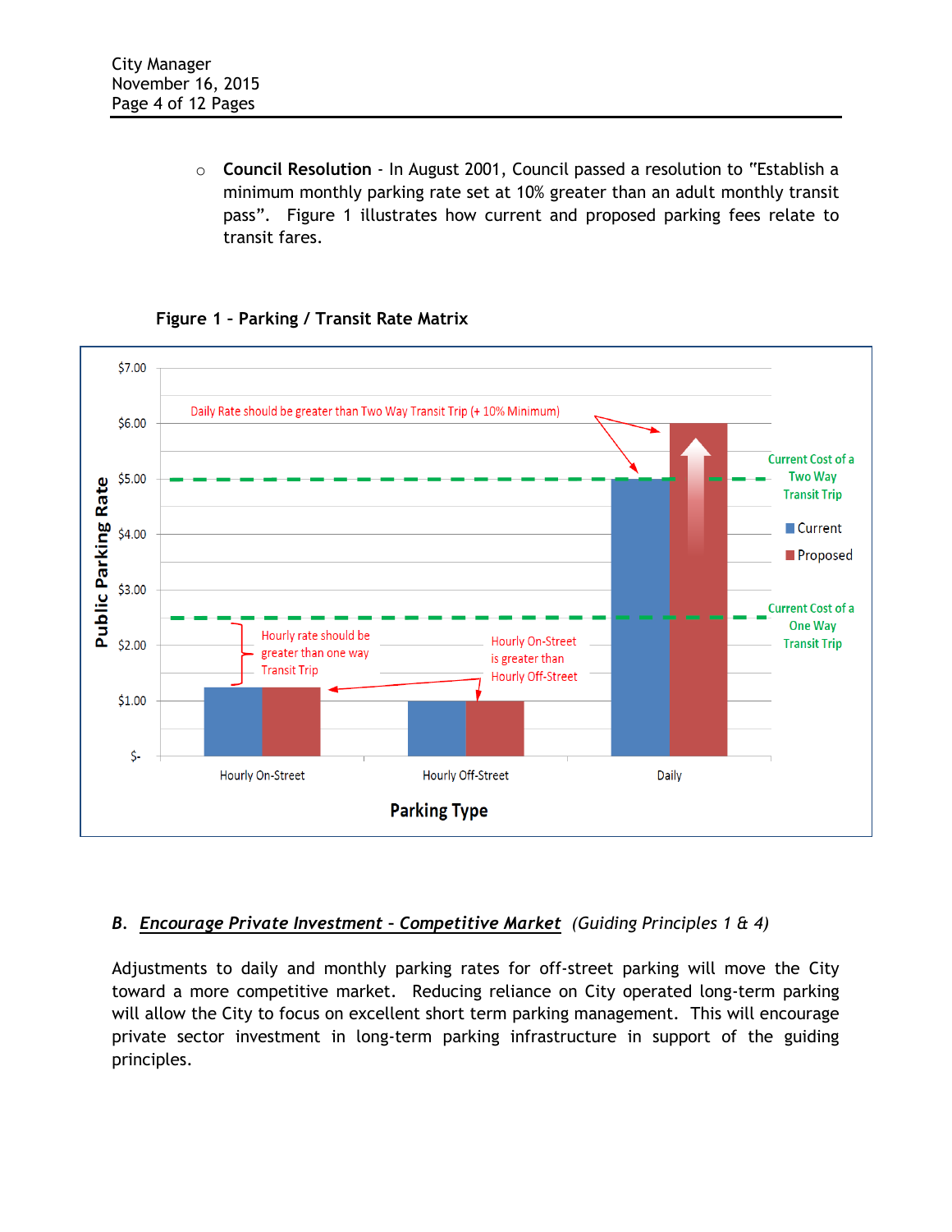- **Council Resolution** - In August 2001, Council passed a resolution to "Establish a minimum monthly parking rate set at 10% greater than an adult monthly transit pass". Figure 1 illustrates how current and proposed parking fees relate to transit fares.

**Figure 1 – Parking / Transit Rate Matrix**

| Parking Type | Current | Proposed |
|---|---|---|
| Hourly On-Street | $1.25 | $1.25 |
| Hourly Off-Street | $1.00 | $1.00 |
| Daily | $5.00 | $6.00 |

Current Cost of a Two Way Transit Trip: $5.00

Current Cost of a One Way Transit Trip: $2.50

Daily Rate should be greater than Two Way Transit Trip (+ 10% Minimum)

Hourly rate should be greater than one way Transit Trip

Hourly On-Street is greater than Hourly Off-Street

## B. *Encourage Private Investment – Competitive Market* *(Guiding Principles 1 & 4)*

Adjustments to daily and monthly parking rates for off-street parking will move the City toward a more competitive market. Reducing reliance on City operated long-term parking will allow the City to focus on excellent short term parking management. This will encourage private sector investment in long-term parking infrastructure in support of the guiding principles.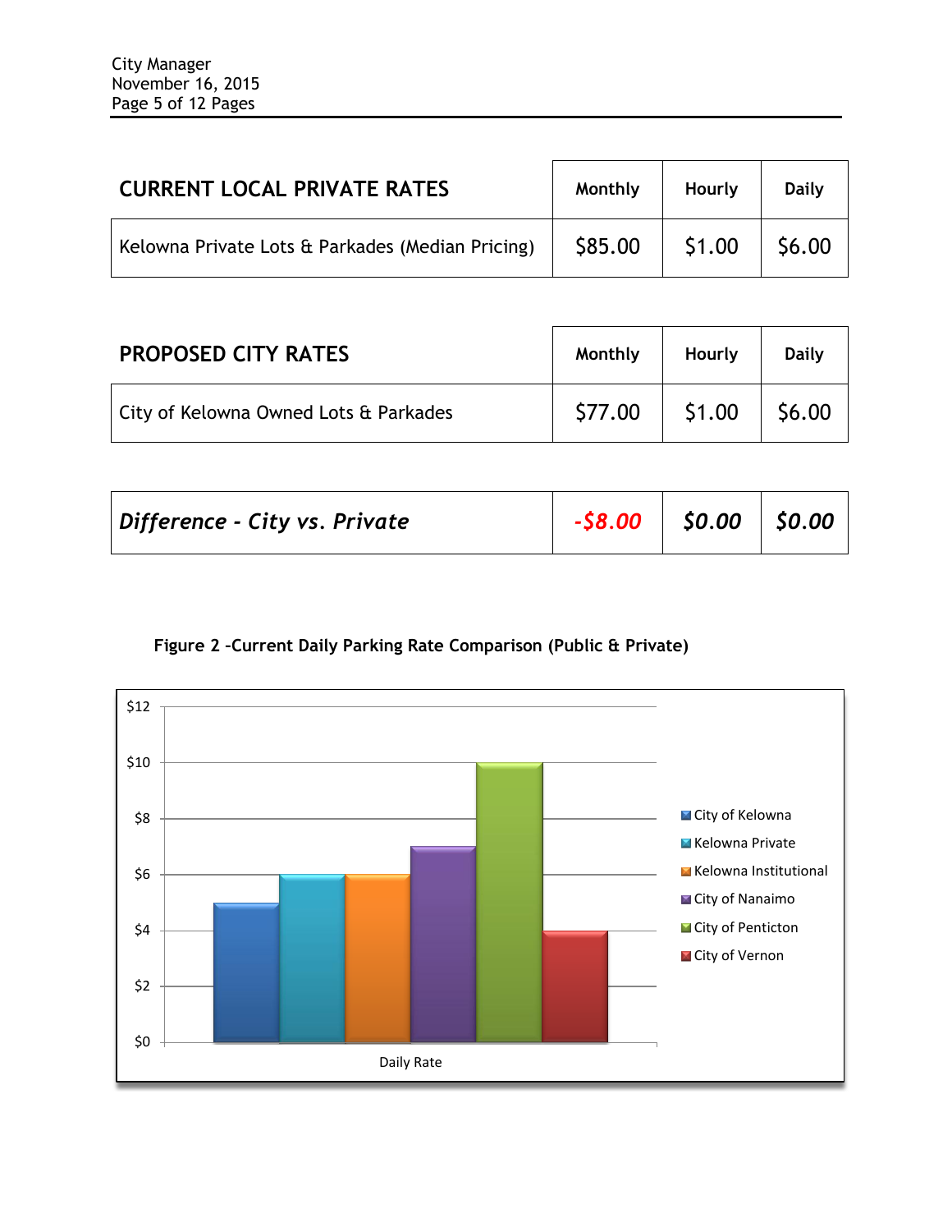| CURRENT LOCAL PRIVATE RATES | Monthly | Hourly | Daily |
|---|---|---|---|
| Kelowna Private Lots & Parkades (Median Pricing) | $85.00 | $1.00 | $6.00 |

| PROPOSED CITY RATES | Monthly | Hourly | Daily |
|---|---|---|---|
| City of Kelowna Owned Lots & Parkades | $77.00 | $1.00 | $6.00 |

| | | | |
|---|---|---|---|
| ***Difference - City vs. Private*** | ***-$8.00*** | ***$0.00*** | ***$0.00*** |

**Figure 2 –Current Daily Parking Rate Comparison (Public & Private)**

| Daily Rate | |
|---|---|
| City of Kelowna | $5 |
| Kelowna Private | $6 |
| Kelowna Institutional | $6 |
| City of Nanaimo | $7 |
| City of Penticton | $10 |
| City of Vernon | $4 |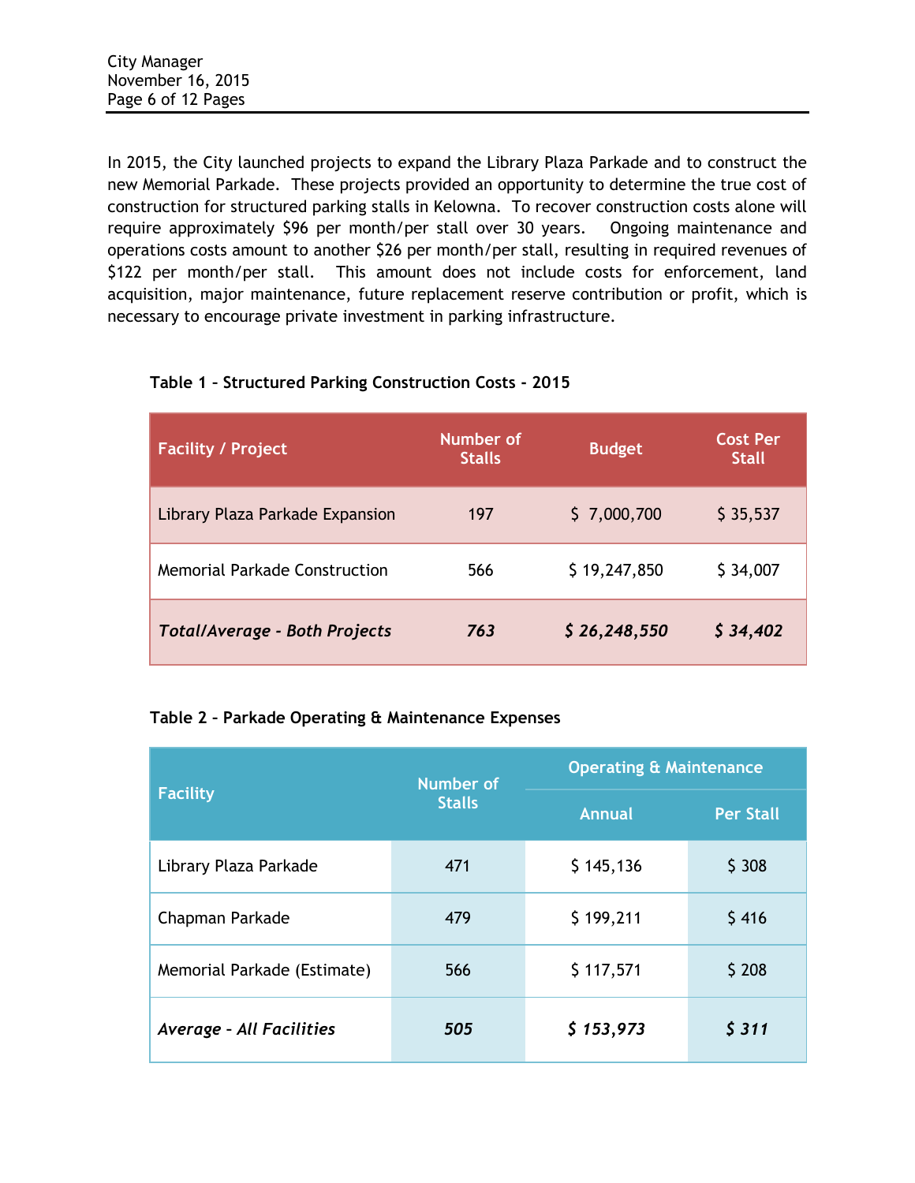In 2015, the City launched projects to expand the Library Plaza Parkade and to construct the new Memorial Parkade. These projects provided an opportunity to determine the true cost of construction for structured parking stalls in Kelowna. To recover construction costs alone will require approximately $96 per month/per stall over 30 years. Ongoing maintenance and operations costs amount to another $26 per month/per stall, resulting in required revenues of $122 per month/per stall. This amount does not include costs for enforcement, land acquisition, major maintenance, future replacement reserve contribution or profit, which is necessary to encourage private investment in parking infrastructure.

**Table 1 – Structured Parking Construction Costs - 2015**

| Facility / Project | Number of Stalls | Budget | Cost Per Stall |
|---|---|---|---|
| Library Plaza Parkade Expansion | 197 | $ 7,000,700 | $ 35,537 |
| Memorial Parkade Construction | 566 | $ 19,247,850 | $ 34,007 |
| ***Total/Average - Both Projects*** | ***763*** | ***$ 26,248,550*** | ***$ 34,402*** |

**Table 2 – Parkade Operating & Maintenance Expenses**

| Facility | Number of Stalls | Operating & Maintenance | |
|---|---|---|---|
| | | Annual | Per Stall |
| Library Plaza Parkade | 471 | $ 145,136 | $ 308 |
| Chapman Parkade | 479 | $ 199,211 | $ 416 |
| Memorial Parkade (Estimate) | 566 | $ 117,571 | $ 208 |
| ***Average - All Facilities*** | ***505*** | ***$ 153,973*** | ***$ 311*** |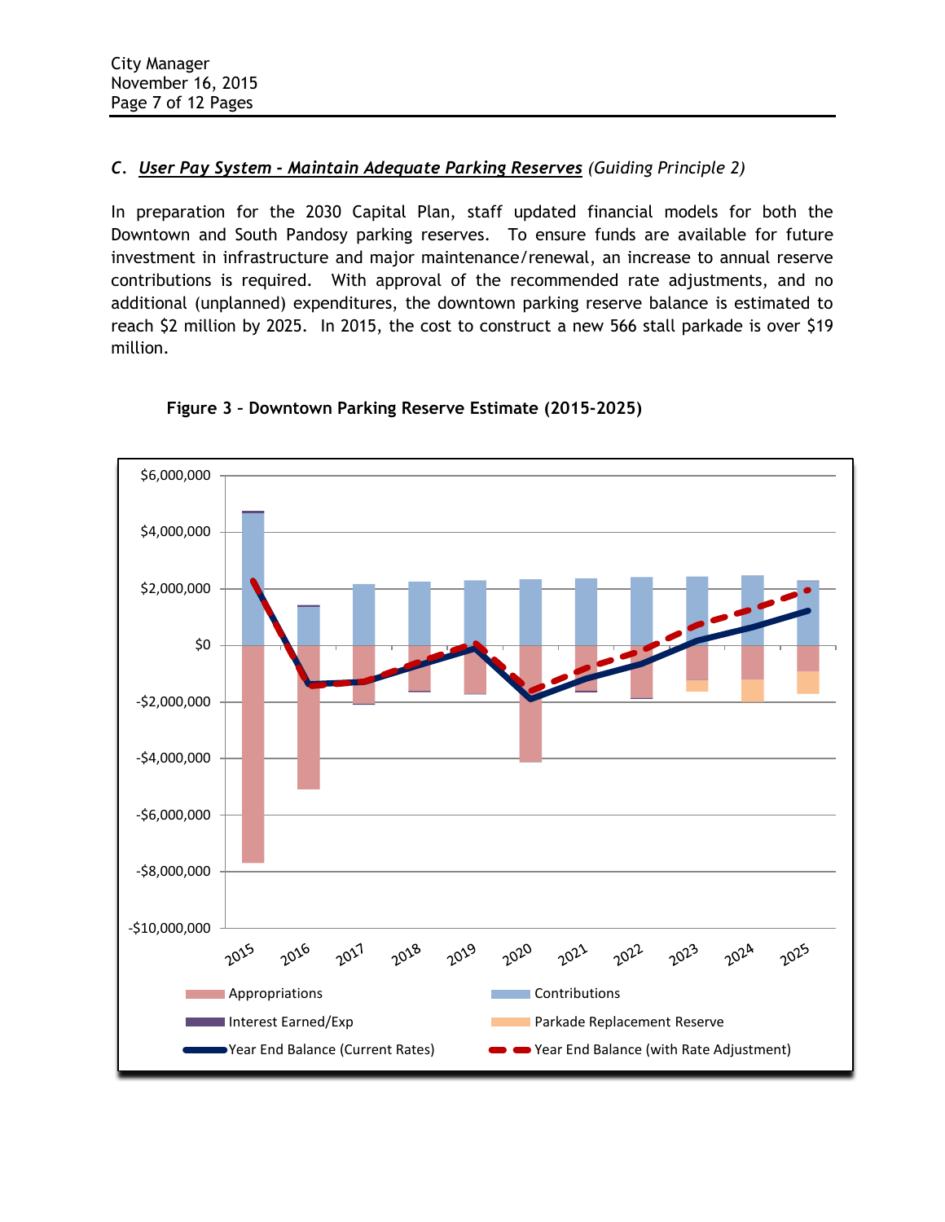## C. ***User Pay System - Maintain Adequate Parking Reserves*** *(Guiding Principle 2)*

In preparation for the 2030 Capital Plan, staff updated financial models for both the Downtown and South Pandosy parking reserves. To ensure funds are available for future investment in infrastructure and major maintenance/renewal, an increase to annual reserve contributions is required. With approval of the recommended rate adjustments, and no additional (unplanned) expenditures, the downtown parking reserve balance is estimated to reach $2 million by 2025. In 2015, the cost to construct a new 566 stall parkade is over $19 million.

**Figure 3 – Downtown Parking Reserve Estimate (2015-2025)**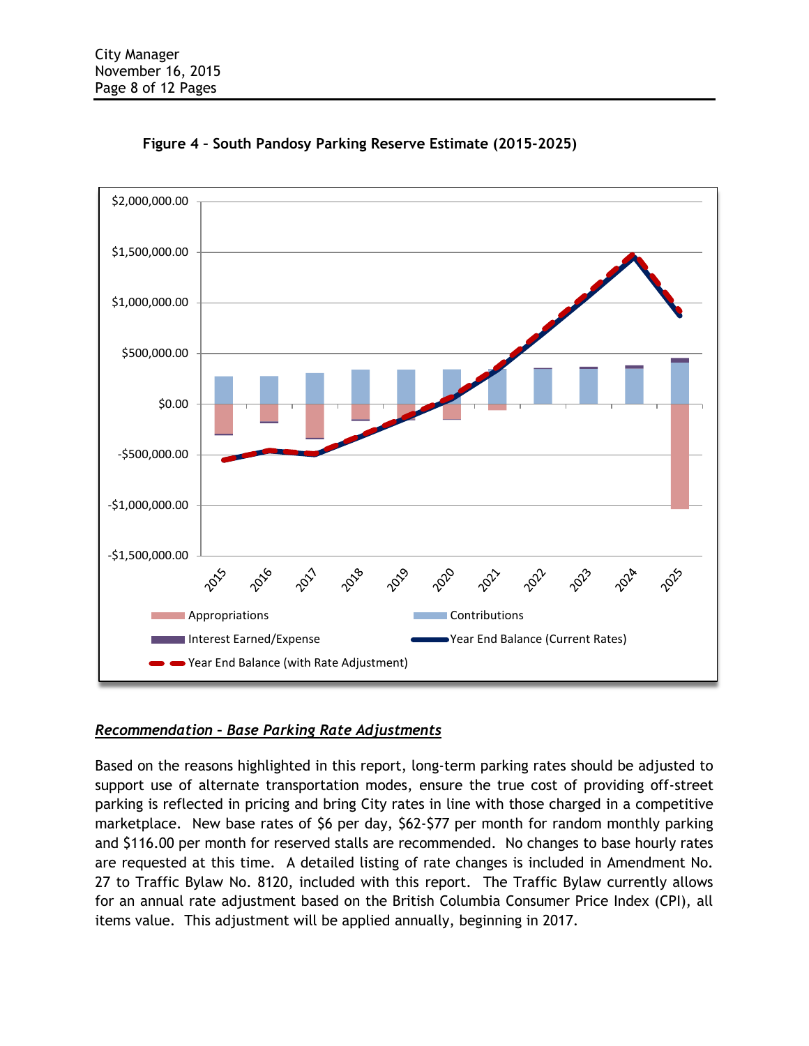**Figure 4 – South Pandosy Parking Reserve Estimate (2015-2025)**

### *Recommendation – Base Parking Rate Adjustments*

Based on the reasons highlighted in this report, long-term parking rates should be adjusted to support use of alternate transportation modes, ensure the true cost of providing off-street parking is reflected in pricing and bring City rates in line with those charged in a competitive marketplace. New base rates of $6 per day, $62-$77 per month for random monthly parking and $116.00 per month for reserved stalls are recommended. No changes to base hourly rates are requested at this time. A detailed listing of rate changes is included in Amendment No. 27 to Traffic Bylaw No. 8120, included with this report. The Traffic Bylaw currently allows for an annual rate adjustment based on the British Columbia Consumer Price Index (CPI), all items value. This adjustment will be applied annually, beginning in 2017.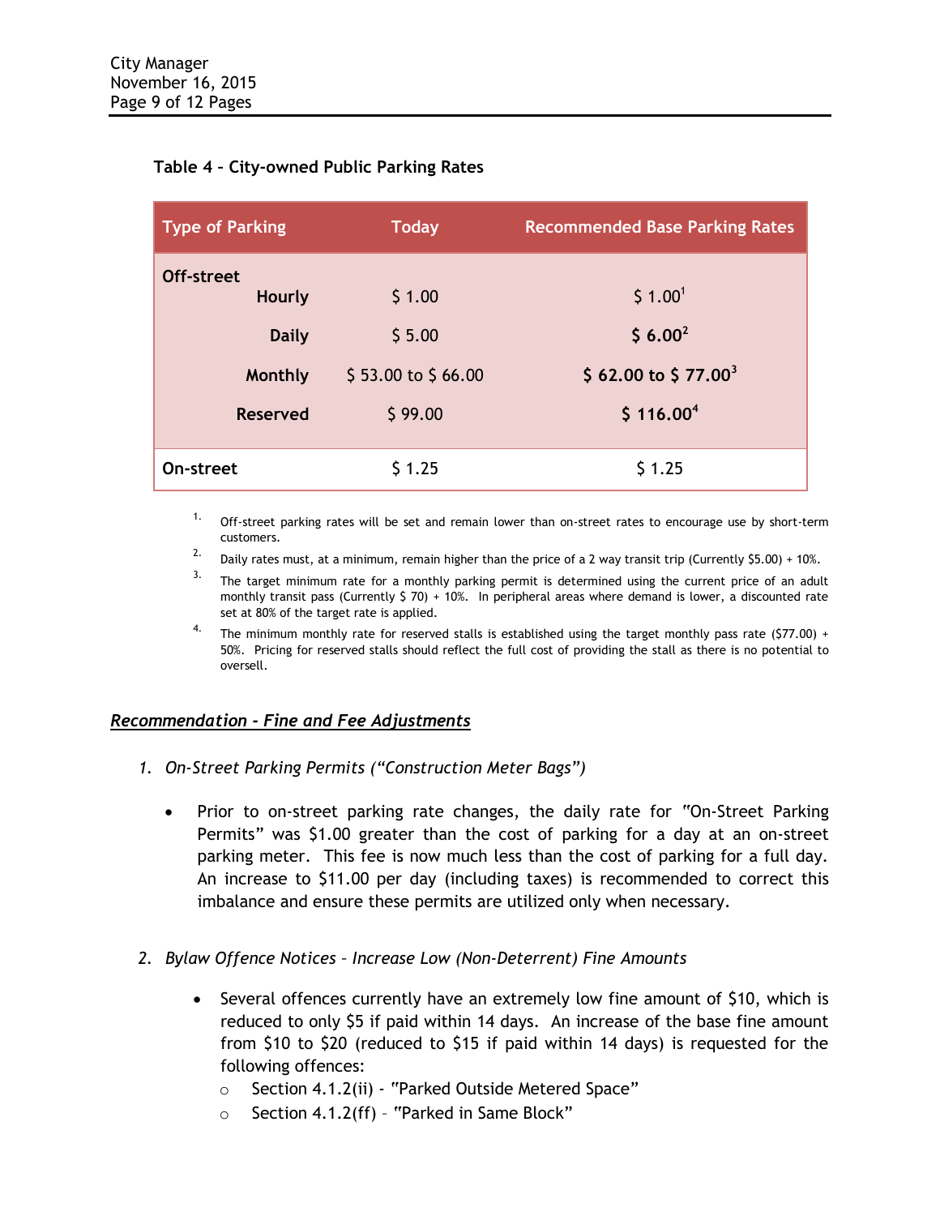**Table 4 – City-owned Public Parking Rates**

| Type of Parking | Today | Recommended Base Parking Rates |
|---|---|---|
| **Off-street** | | |
| **Hourly** | $ 1.00 | $ 1.00[1] |
| **Daily** | $ 5.00 | **$ 6.00**[2] |
| **Monthly** | $ 53.00 to $ 66.00 | **$ 62.00 to $ 77.00**[3] |
| **Reserved** | $ 99.00 | **$ 116.00**[4] |
| **On-street** | $ 1.25 | $ 1.25 |

1. Off-street parking rates will be set and remain lower than on-street rates to encourage use by short-term customers.
2. Daily rates must, at a minimum, remain higher than the price of a 2 way transit trip (Currently $5.00) + 10%.
3. The target minimum rate for a monthly parking permit is determined using the current price of an adult monthly transit pass (Currently $ 70) + 10%. In peripheral areas where demand is lower, a discounted rate set at 80% of the target rate is applied.
4. The minimum monthly rate for reserved stalls is established using the target monthly pass rate ($77.00) + 50%. Pricing for reserved stalls should reflect the full cost of providing the stall as there is no potential to oversell.

***Recommendation - Fine and Fee Adjustments***

1. *On-Street Parking Permits ("Construction Meter Bags")*

   - Prior to on-street parking rate changes, the daily rate for "On-Street Parking Permits" was $1.00 greater than the cost of parking for a day at an on-street parking meter. This fee is now much less than the cost of parking for a full day. An increase to $11.00 per day (including taxes) is recommended to correct this imbalance and ensure these permits are utilized only when necessary.

2. *Bylaw Offence Notices – Increase Low (Non-Deterrent) Fine Amounts*

   - Several offences currently have an extremely low fine amount of $10, which is reduced to only $5 if paid within 14 days. An increase of the base fine amount from $10 to $20 (reduced to $15 if paid within 14 days) is requested for the following offences:
     - Section 4.1.2(ii) - "Parked Outside Metered Space"
     - Section 4.1.2(ff) – "Parked in Same Block"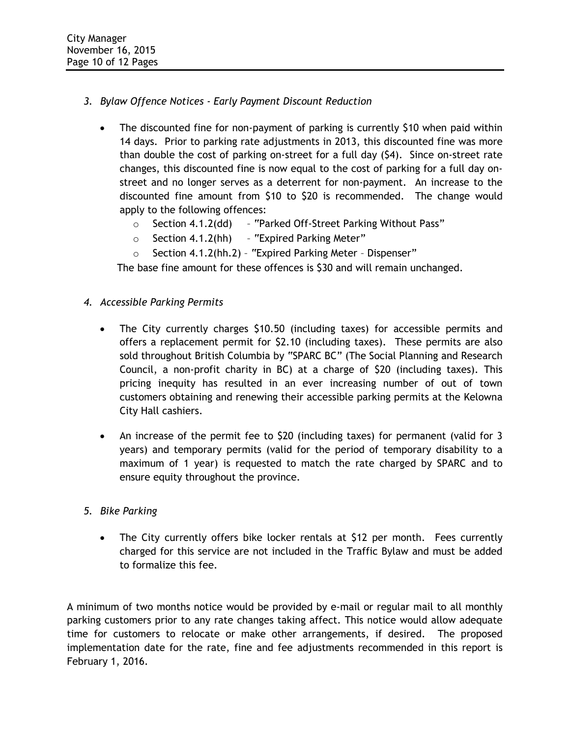3. *Bylaw Offence Notices - Early Payment Discount Reduction*

   - The discounted fine for non-payment of parking is currently $10 when paid within 14 days. Prior to parking rate adjustments in 2013, this discounted fine was more than double the cost of parking on-street for a full day ($4). Since on-street rate changes, this discounted fine is now equal to the cost of parking for a full day on-street and no longer serves as a deterrent for non-payment. An increase to the discounted fine amount from $10 to $20 is recommended. The change would apply to the following offences:
     - Section 4.1.2(dd) – "Parked Off-Street Parking Without Pass"
     - Section 4.1.2(hh) – "Expired Parking Meter"
     - Section 4.1.2(hh.2) – "Expired Parking Meter – Dispenser"

     The base fine amount for these offences is $30 and will remain unchanged.

4. *Accessible Parking Permits*

   - The City currently charges $10.50 (including taxes) for accessible permits and offers a replacement permit for $2.10 (including taxes). These permits are also sold throughout British Columbia by "SPARC BC" (The Social Planning and Research Council, a non-profit charity in BC) at a charge of $20 (including taxes). This pricing inequity has resulted in an ever increasing number of out of town customers obtaining and renewing their accessible parking permits at the Kelowna City Hall cashiers.

   - An increase of the permit fee to $20 (including taxes) for permanent (valid for 3 years) and temporary permits (valid for the period of temporary disability to a maximum of 1 year) is requested to match the rate charged by SPARC and to ensure equity throughout the province.

5. *Bike Parking*

   - The City currently offers bike locker rentals at $12 per month. Fees currently charged for this service are not included in the Traffic Bylaw and must be added to formalize this fee.

A minimum of two months notice would be provided by e-mail or regular mail to all monthly parking customers prior to any rate changes taking affect. This notice would allow adequate time for customers to relocate or make other arrangements, if desired. The proposed implementation date for the rate, fine and fee adjustments recommended in this report is February 1, 2016.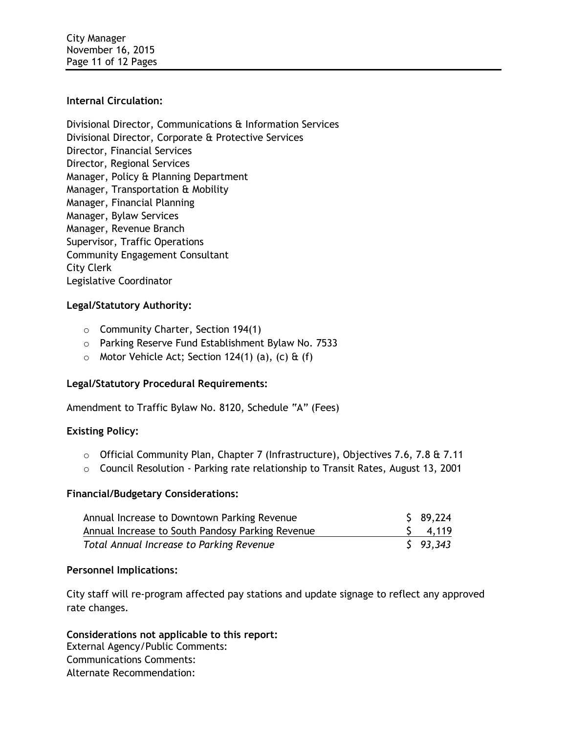**Internal Circulation:**

Divisional Director, Communications & Information Services
Divisional Director, Corporate & Protective Services
Director, Financial Services
Director, Regional Services
Manager, Policy & Planning Department
Manager, Transportation & Mobility
Manager, Financial Planning
Manager, Bylaw Services
Manager, Revenue Branch
Supervisor, Traffic Operations
Community Engagement Consultant
City Clerk
Legislative Coordinator

**Legal/Statutory Authority:**

- Community Charter, Section 194(1)
- Parking Reserve Fund Establishment Bylaw No. 7533
- Motor Vehicle Act; Section 124(1) (a), (c) & (f)

**Legal/Statutory Procedural Requirements:**

Amendment to Traffic Bylaw No. 8120, Schedule "A" (Fees)

**Existing Policy:**

- Official Community Plan, Chapter 7 (Infrastructure), Objectives 7.6, 7.8 & 7.11
- Council Resolution - Parking rate relationship to Transit Rates, August 13, 2001

**Financial/Budgetary Considerations:**

| | |
|---|---|
| Annual Increase to Downtown Parking Revenue | $ 89,224 |
| Annual Increase to South Pandosy Parking Revenue | $ 4,119 |
| *Total Annual Increase to Parking Revenue* | *$ 93,343* |

**Personnel Implications:**

City staff will re-program affected pay stations and update signage to reflect any approved rate changes.

**Considerations not applicable to this report:**
External Agency/Public Comments:
Communications Comments:
Alternate Recommendation: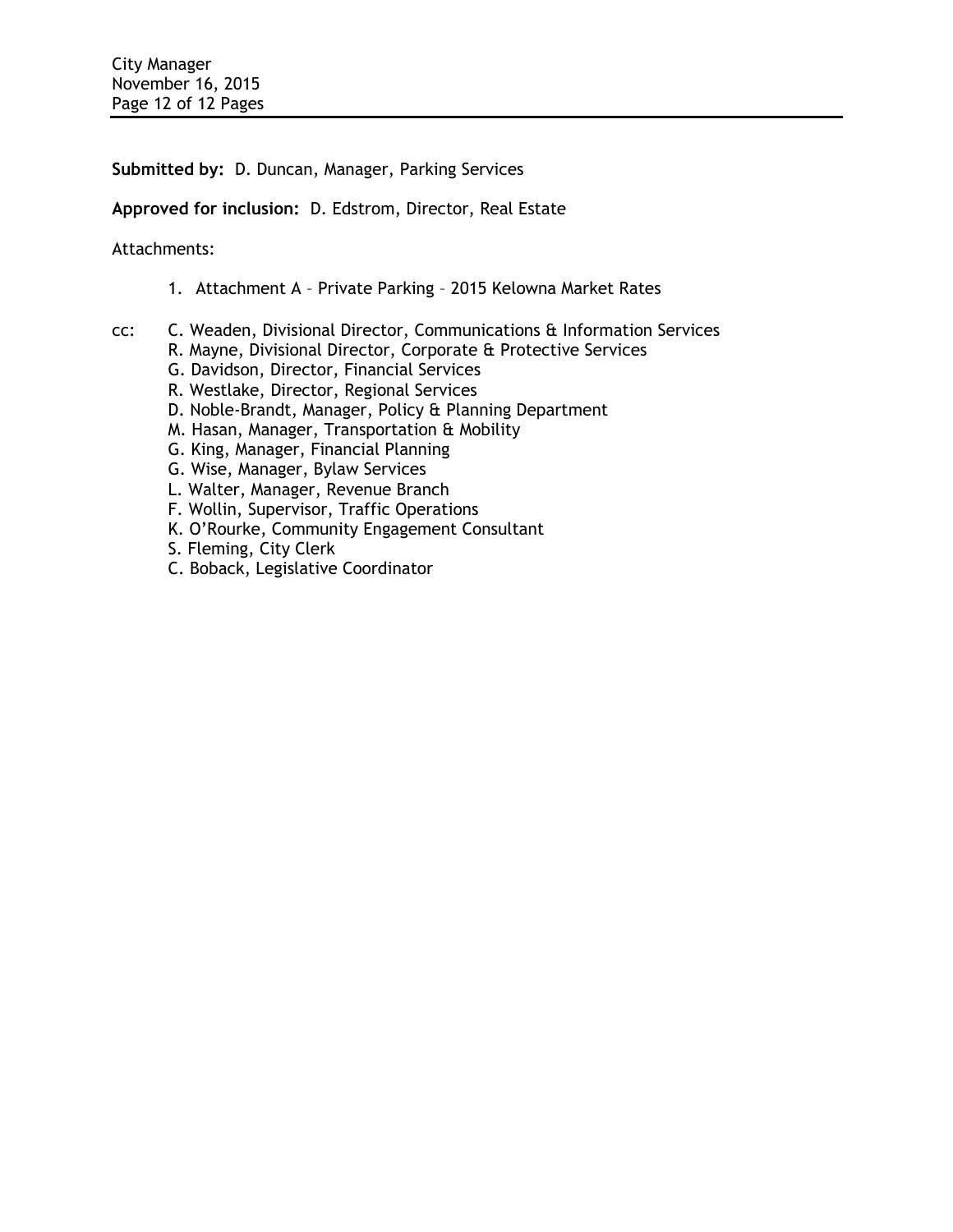**Submitted by:** D. Duncan, Manager, Parking Services

**Approved for inclusion:** D. Edstrom, Director, Real Estate

Attachments:

1. Attachment A – Private Parking – 2015 Kelowna Market Rates

cc: C. Weaden, Divisional Director, Communications & Information Services
R. Mayne, Divisional Director, Corporate & Protective Services
G. Davidson, Director, Financial Services
R. Westlake, Director, Regional Services
D. Noble-Brandt, Manager, Policy & Planning Department
M. Hasan, Manager, Transportation & Mobility
G. King, Manager, Financial Planning
G. Wise, Manager, Bylaw Services
L. Walter, Manager, Revenue Branch
F. Wollin, Supervisor, Traffic Operations
K. O'Rourke, Community Engagement Consultant
S. Fleming, City Clerk
C. Boback, Legislative Coordinator